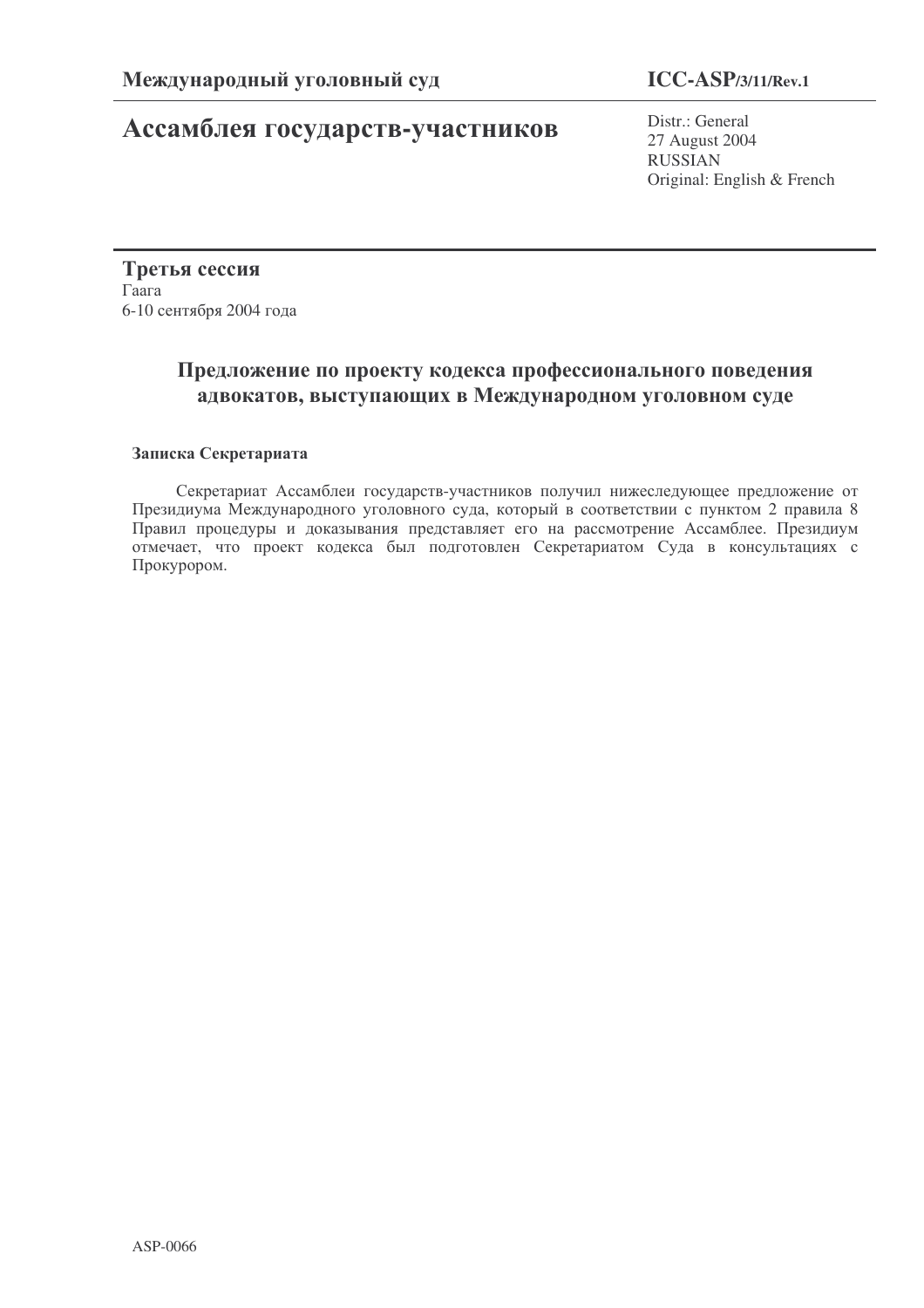**Международный уголовный суд** **ICC-ASP/3/11/Rev.1**

# Ассамблея государств-участников

Distr.: General
27 August 2004
RUSSIAN
Original: English & French

**Третья сессия**
Гаага
6-10 сентября 2004 года

## Предложение по проекту кодекса профессионального поведения адвокатов, выступающих в Международном уголовном суде

**Записка Секретариата**

Секретариат Ассамблеи государств-участников получил нижеследующее предложение от Президиума Международного уголовного суда, который в соответствии с пунктом 2 правила 8 Правил процедуры и доказывания представляет его на рассмотрение Ассамблее. Президиум отмечает, что проект кодекса был подготовлен Секретариатом Суда в консультациях с Прокурором.

ASP-0066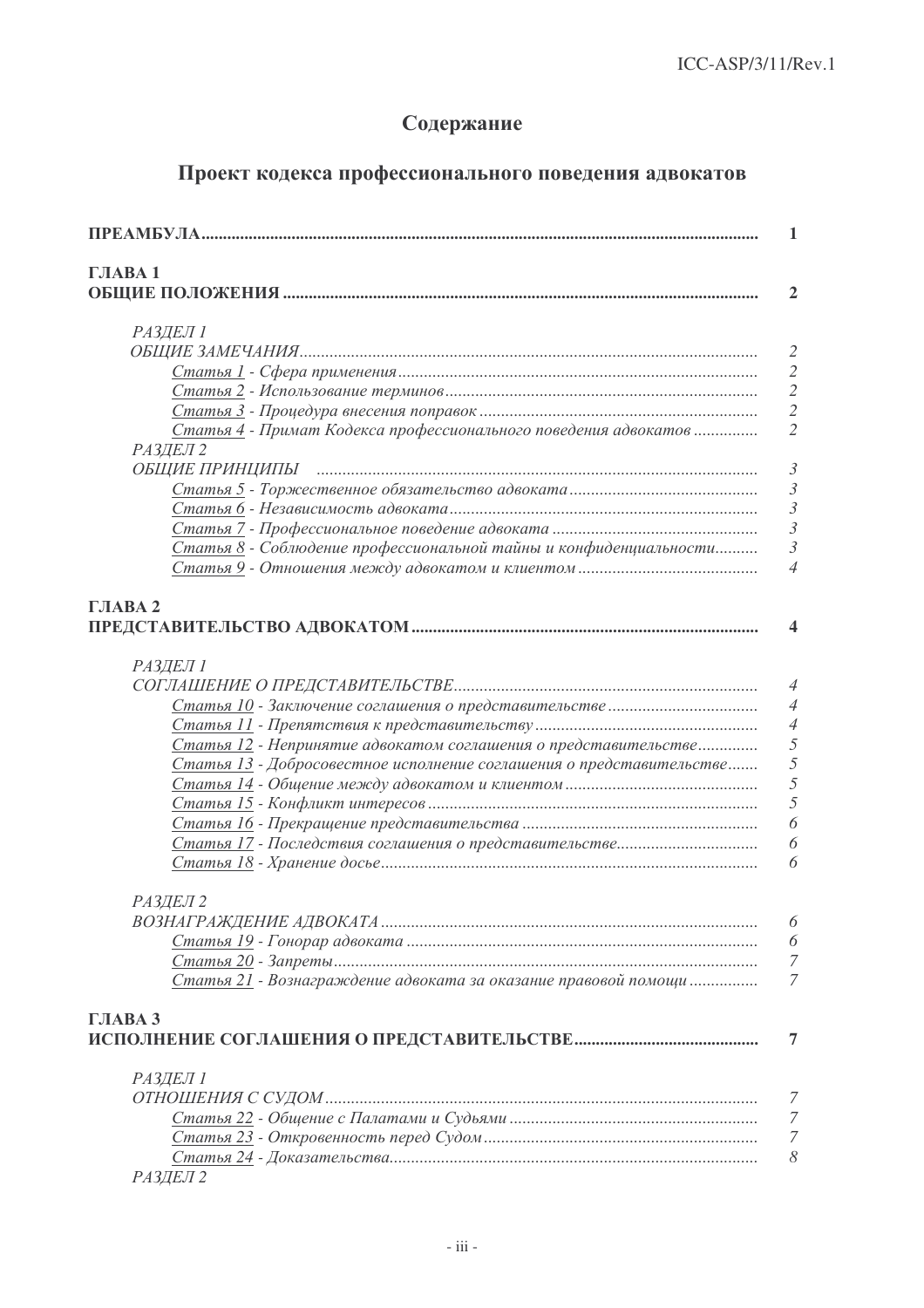# Содержание

## Проект кодекса профессионального поведения адвокатов

**ПРЕАМБУЛА** ........ **1**

**ГЛАВА 1**
**ОБЩИЕ ПОЛОЖЕНИЯ** ........ **2**

*РАЗДЕЛ 1*
*ОБЩИЕ ЗАМЕЧАНИЯ* ........ *2*
- *Статья 1 - Сфера применения* ........ *2*
- *Статья 2 - Использование терминов* ........ *2*
- *Статья 3 - Процедура внесения поправок* ........ *2*
- *Статья 4 - Примат Кодекса профессионального поведения адвокатов* ........ *2*

*РАЗДЕЛ 2*
*ОБЩИЕ ПРИНЦИПЫ* ........ *3*
- *Статья 5 - Торжественное обязательство адвоката* ........ *3*
- *Статья 6 - Независимость адвоката* ........ *3*
- *Статья 7 - Профессиональное поведение адвоката* ........ *3*
- *Статья 8 - Соблюдение профессиональной тайны и конфиденциальности* ........ *3*
- *Статья 9 - Отношения между адвокатом и клиентом* ........ *4*

**ГЛАВА 2**
**ПРЕДСТАВИТЕЛЬСТВО АДВОКАТОМ** ........ **4**

*РАЗДЕЛ 1*
*СОГЛАШЕНИЕ О ПРЕДСТАВИТЕЛЬСТВЕ* ........ *4*
- *Статья 10 - Заключение соглашения о представительстве* ........ *4*
- *Статья 11 - Препятствия к представительству* ........ *4*
- *Статья 12 - Непринятие адвокатом соглашения о представительстве* ........ *5*
- *Статья 13 - Добросовестное исполнение соглашения о представительстве* ........ *5*
- *Статья 14 - Общение между адвокатом и клиентом* ........ *5*
- *Статья 15 - Конфликт интересов* ........ *5*
- *Статья 16 - Прекращение представительства* ........ *6*
- *Статья 17 - Последствия соглашения о представительстве* ........ *6*
- *Статья 18 - Хранение досье* ........ *6*

*РАЗДЕЛ 2*
*ВОЗНАГРАЖДЕНИЕ АДВОКАТА* ........ *6*
- *Статья 19 - Гонорар адвоката* ........ *6*
- *Статья 20 - Запреты* ........ *7*
- *Статья 21 - Вознаграждение адвоката за оказание правовой помощи* ........ *7*

**ГЛАВА 3**
**ИСПОЛНЕНИЕ СОГЛАШЕНИЯ О ПРЕДСТАВИТЕЛЬСТВЕ** ........ **7**

*РАЗДЕЛ 1*
*ОТНОШЕНИЯ С СУДОМ* ........ *7*
- *Статья 22 - Общение с Палатами и Судьями* ........ *7*
- *Статья 23 - Откровенность перед Судом* ........ *7*
- *Статья 24 - Доказательства* ........ *8*

*РАЗДЕЛ 2*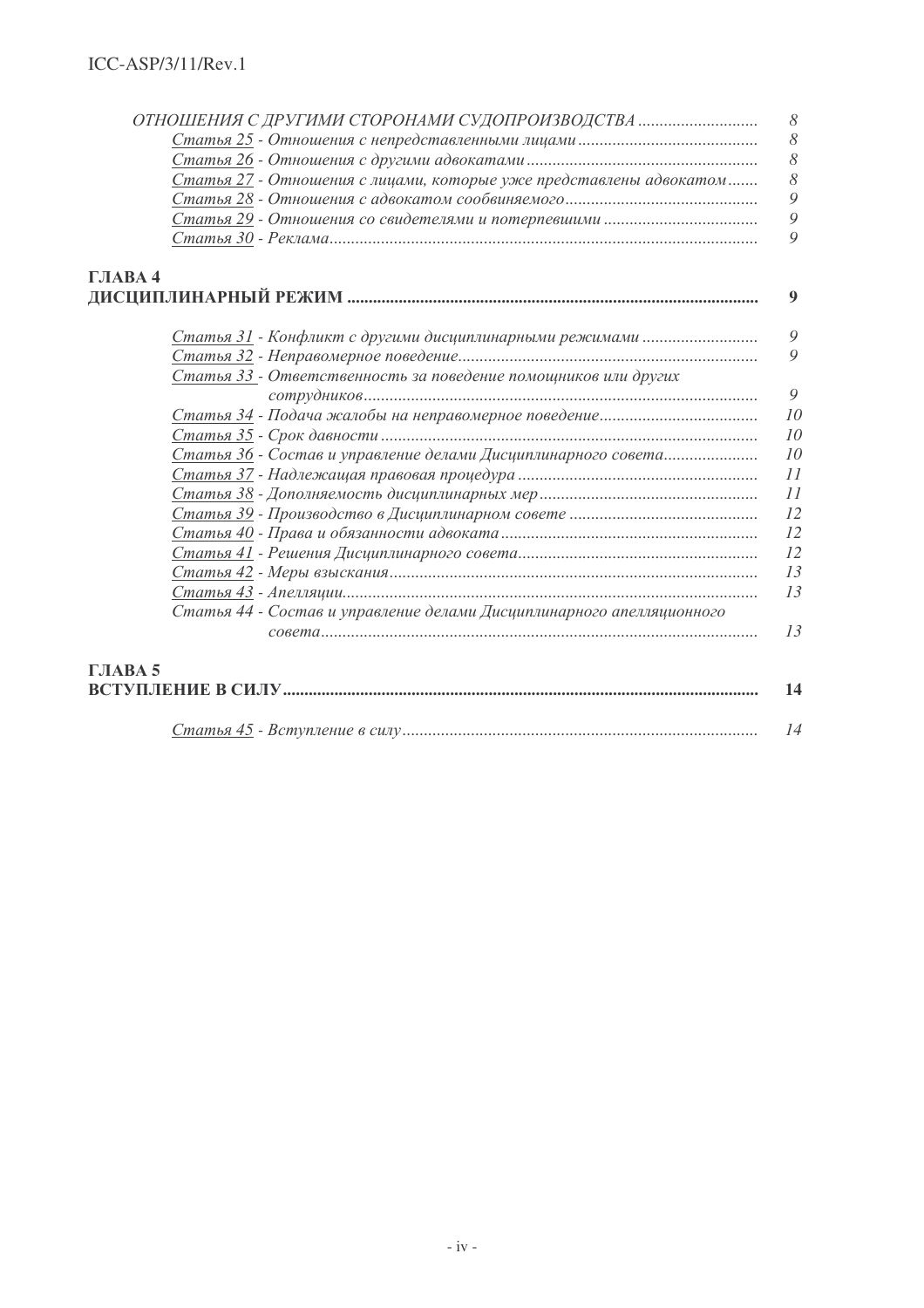*ОТНОШЕНИЯ С ДРУГИМИ СТОРОНАМИ СУДОПРОИЗВОДСТВА* ........................... *8*

*Статья 25 - Отношения с непредставленными лицами* ........................... *8*

*Статья 26 - Отношения с другими адвокатами* ........................... *8*

*Статья 27 - Отношения с лицами, которые уже представлены адвокатом* ....... *8*

*Статья 28 - Отношения с адвокатом сообвиняемого* ........................... *9*

*Статья 29 - Отношения со свидетелями и потерпевшими* ........................... *9*

*Статья 30 - Реклама* ........................... *9*

**ГЛАВА 4**
**ДИСЦИПЛИНАРНЫЙ РЕЖИМ** ........................... **9**

*Статья 31 - Конфликт с другими дисциплинарными режимами* ........................... *9*

*Статья 32 - Неправомерное поведение* ........................... *9*

*Статья 33 - Ответственность за поведение помощников или других сотрудников* ........................... *9*

*Статья 34 - Подача жалобы на неправомерное поведение* ........................... *10*

*Статья 35 - Срок давности* ........................... *10*

*Статья 36 - Состав и управление делами Дисциплинарного совета* ........................... *10*

*Статья 37 - Надлежащая правовая процедура* ........................... *11*

*Статья 38 - Дополняемость дисциплинарных мер* ........................... *11*

*Статья 39 - Производство в Дисциплинарном совете* ........................... *12*

*Статья 40 - Права и обязанности адвоката* ........................... *12*

*Статья 41 - Решения Дисциплинарного совета* ........................... *12*

*Статья 42 - Меры взыскания* ........................... *13*

*Статья 43 - Апелляции* ........................... *13*

*Статья 44 - Состав и управление делами Дисциплинарного апелляционного совета* ........................... *13*

**ГЛАВА 5**
**ВСТУПЛЕНИЕ В СИЛУ** ........................... **14**

*Статья 45 - Вступление в силу* ........................... *14*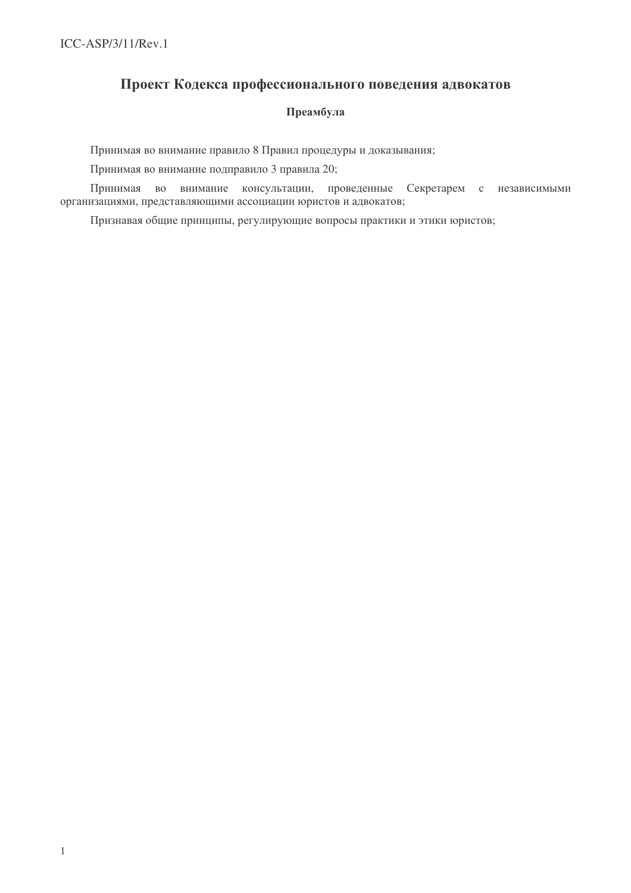# Проект Кодекса профессионального поведения адвокатов

### Преамбула

Принимая во внимание правило 8 Правил процедуры и доказывания;

Принимая во внимание подправило 3 правила 20;

Принимая во внимание консультации, проведенные Секретарем с независимыми организациями, представляющими ассоциации юристов и адвокатов;

Признавая общие принципы, регулирующие вопросы практики и этики юристов;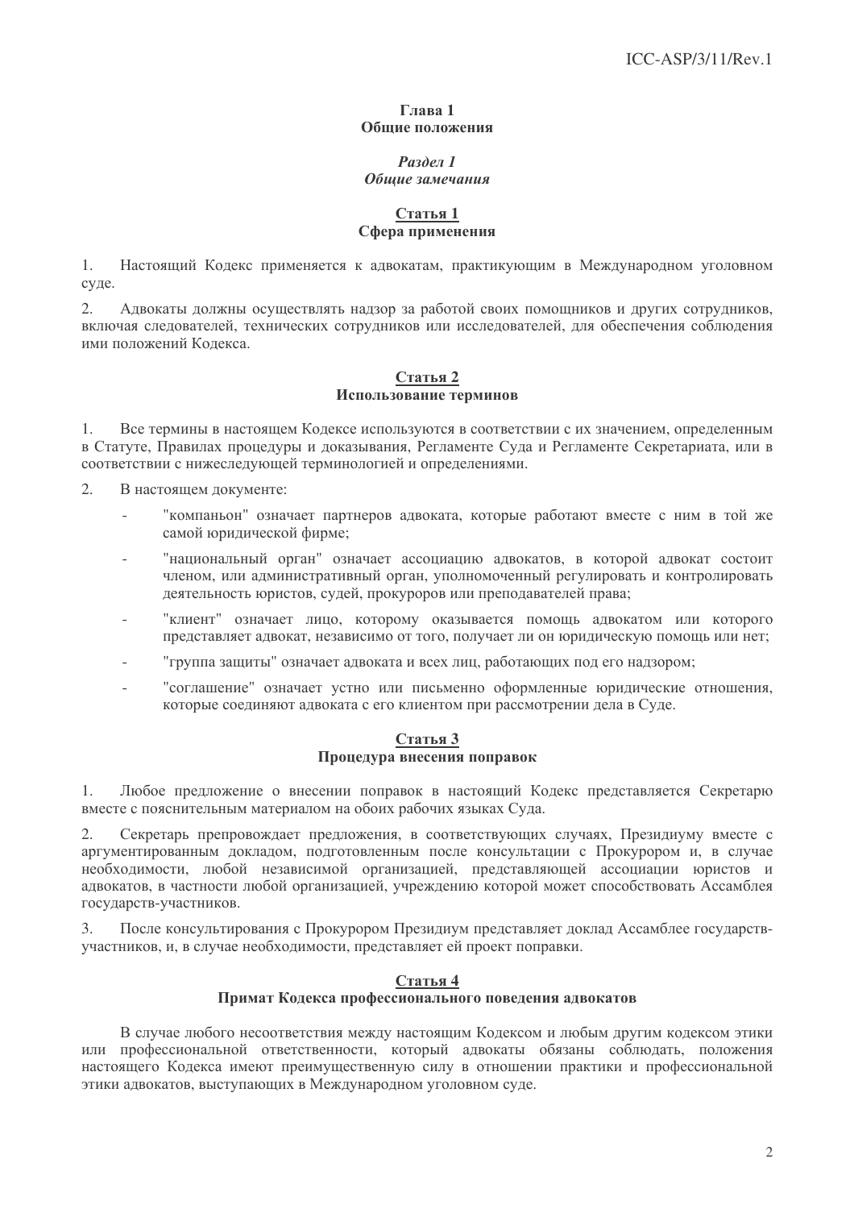# Глава 1
# Общие положения

## *Раздел 1*
## *Общие замечания*

### Статья 1
### Сфера применения

1. Настоящий Кодекс применяется к адвокатам, практикующим в Международном уголовном суде.

2. Адвокаты должны осуществлять надзор за работой своих помощников и других сотрудников, включая следователей, технических сотрудников или исследователей, для обеспечения соблюдения ими положений Кодекса.

### Статья 2
### Использование терминов

1. Все термины в настоящем Кодексе используются в соответствии с их значением, определенным в Статуте, Правилах процедуры и доказывания, Регламенте Суда и Регламенте Секретариата, или в соответствии с нижеследующей терминологией и определениями.

2. В настоящем документе:

- "компаньон" означает партнеров адвоката, которые работают вместе с ним в той же самой юридической фирме;
- "национальный орган" означает ассоциацию адвокатов, в которой адвокат состоит членом, или административный орган, уполномоченный регулировать и контролировать деятельность юристов, судей, прокуроров или преподавателей права;
- "клиент" означает лицо, которому оказывается помощь адвокатом или которого представляет адвокат, независимо от того, получает ли он юридическую помощь или нет;
- "группа защиты" означает адвоката и всех лиц, работающих под его надзором;
- "соглашение" означает устно или письменно оформленные юридические отношения, которые соединяют адвоката с его клиентом при рассмотрении дела в Суде.

### Статья 3
### Процедура внесения поправок

1. Любое предложение о внесении поправок в настоящий Кодекс представляется Секретарю вместе с пояснительным материалом на обоих рабочих языках Суда.

2. Секретарь препровождает предложения, в соответствующих случаях, Президиуму вместе с аргументированным докладом, подготовленным после консультации с Прокурором и, в случае необходимости, любой независимой организацией, представляющей ассоциации юристов и адвокатов, в частности любой организацией, учреждению которой может способствовать Ассамблея государств-участников.

3. После консультирования с Прокурором Президиум представляет доклад Ассамблее государств-участников, и, в случае необходимости, представляет ей проект поправки.

### Статья 4
### Примат Кодекса профессионального поведения адвокатов

В случае любого несоответствия между настоящим Кодексом и любым другим кодексом этики или профессиональной ответственности, который адвокаты обязаны соблюдать, положения настоящего Кодекса имеют преимущественную силу в отношении практики и профессиональной этики адвокатов, выступающих в Международном уголовном суде.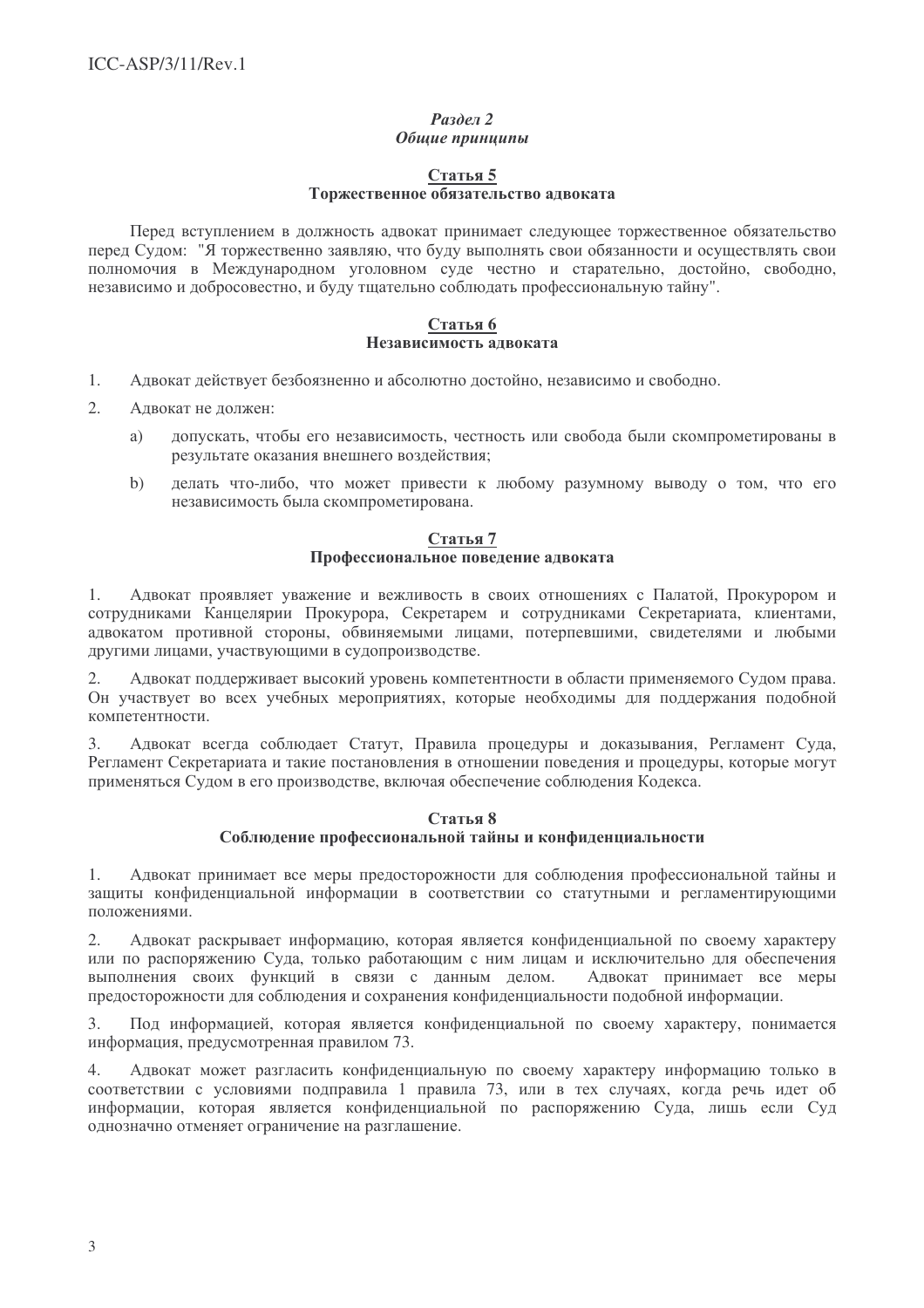## *Раздел 2*
## *Общие принципы*

### Статья 5
### Торжественное обязательство адвоката

Перед вступлением в должность адвокат принимает следующее торжественное обязательство перед Судом: "Я торжественно заявляю, что буду выполнять свои обязанности и осуществлять свои полномочия в Международном уголовном суде честно и старательно, достойно, свободно, независимо и добросовестно, и буду тщательно соблюдать профессиональную тайну".

### Статья 6
### Независимость адвоката

1. Адвокат действует безбоязненно и абсолютно достойно, независимо и свободно.

2. Адвокат не должен:

   a) допускать, чтобы его независимость, честность или свобода были скомпрометированы в результате оказания внешнего воздействия;

   b) делать что-либо, что может привести к любому разумному выводу о том, что его независимость была скомпрометирована.

### Статья 7
### Профессиональное поведение адвоката

1. Адвокат проявляет уважение и вежливость в своих отношениях с Палатой, Прокурором и сотрудниками Канцелярии Прокурора, Секретарем и сотрудниками Секретариата, клиентами, адвокатом противной стороны, обвиняемыми лицами, потерпевшими, свидетелями и любыми другими лицами, участвующими в судопроизводстве.

2. Адвокат поддерживает высокий уровень компетентности в области применяемого Судом права. Он участвует во всех учебных мероприятиях, которые необходимы для поддержания подобной компетентности.

3. Адвокат всегда соблюдает Статут, Правила процедуры и доказывания, Регламент Суда, Регламент Секретариата и такие постановления в отношении поведения и процедуры, которые могут применяться Судом в его производстве, включая обеспечение соблюдения Кодекса.

### Статья 8
### Соблюдение профессиональной тайны и конфиденциальности

1. Адвокат принимает все меры предосторожности для соблюдения профессиональной тайны и защиты конфиденциальной информации в соответствии со статутными и регламентирующими положениями.

2. Адвокат раскрывает информацию, которая является конфиденциальной по своему характеру или по распоряжению Суда, только работающим с ним лицам и исключительно для обеспечения выполнения своих функций в связи с данным делом. Адвокат принимает все меры предосторожности для соблюдения и сохранения конфиденциальности подобной информации.

3. Под информацией, которая является конфиденциальной по своему характеру, понимается информация, предусмотренная правилом 73.

4. Адвокат может разгласить конфиденциальную по своему характеру информацию только в соответствии с условиями подправила 1 правила 73, или в тех случаях, когда речь идет об информации, которая является конфиденциальной по распоряжению Суда, лишь если Суд однозначно отменяет ограничение на разглашение.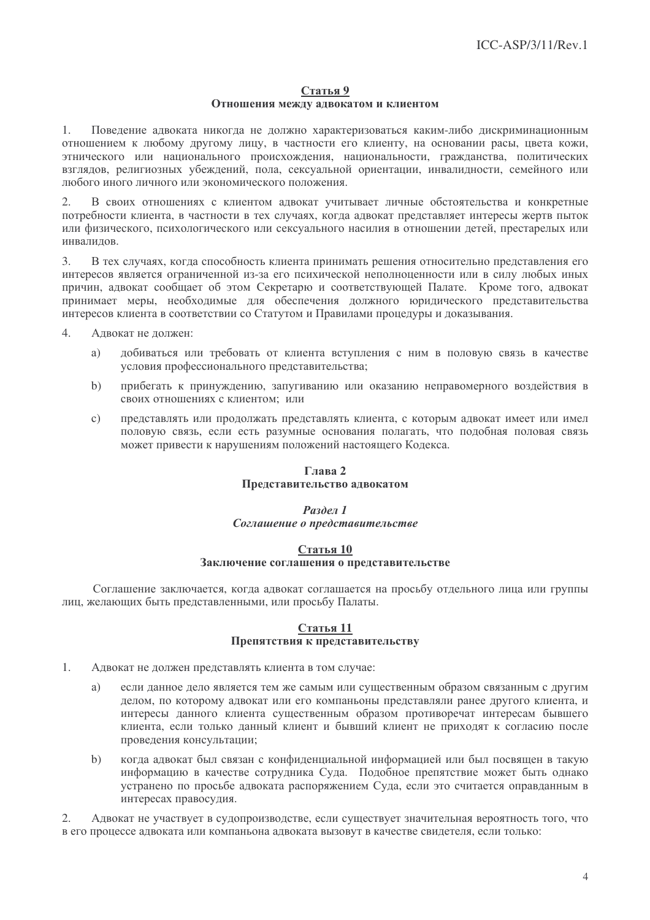### Статья 9
### Отношения между адвокатом и клиентом

1. Поведение адвоката никогда не должно характеризоваться каким-либо дискриминационным отношением к любому другому лицу, в частности его клиенту, на основании расы, цвета кожи, этнического или национального происхождения, национальности, гражданства, политических взглядов, религиозных убеждений, пола, сексуальной ориентации, инвалидности, семейного или любого иного личного или экономического положения.

2. В своих отношениях с клиентом адвокат учитывает личные обстоятельства и конкретные потребности клиента, в частности в тех случаях, когда адвокат представляет интересы жертв пыток или физического, психологического или сексуального насилия в отношении детей, престарелых или инвалидов.

3. В тех случаях, когда способность клиента принимать решения относительно представления его интересов является ограниченной из-за его психической неполноценности или в силу любых иных причин, адвокат сообщает об этом Секретарю и соответствующей Палате. Кроме того, адвокат принимает меры, необходимые для обеспечения должного юридического представительства интересов клиента в соответствии со Статутом и Правилами процедуры и доказывания.

4. Адвокат не должен:

   a) добиваться или требовать от клиента вступления с ним в половую связь в качестве условия профессионального представительства;

   b) прибегать к принуждению, запугиванию или оказанию неправомерного воздействия в своих отношениях с клиентом; или

   c) представлять или продолжать представлять клиента, с которым адвокат имеет или имел половую связь, если есть разумные основания полагать, что подобная половая связь может привести к нарушениям положений настоящего Кодекса.

## Глава 2
## Представительство адвокатом

### *Раздел 1*
### *Соглашение о представительстве*

### Статья 10
### Заключение соглашения о представительстве

Соглашение заключается, когда адвокат соглашается на просьбу отдельного лица или группы лиц, желающих быть представленными, или просьбу Палаты.

### Статья 11
### Препятствия к представительству

1. Адвокат не должен представлять клиента в том случае:

   a) если данное дело является тем же самым или существенным образом связанным с другим делом, по которому адвокат или его компаньоны представляли ранее другого клиента, и интересы данного клиента существенным образом противоречат интересам бывшего клиента, если только данный клиент и бывший клиент не приходят к согласию после проведения консультации;

   b) когда адвокат был связан с конфиденциальной информацией или был посвящен в такую информацию в качестве сотрудника Суда. Подобное препятствие может быть однако устранено по просьбе адвоката распоряжением Суда, если это считается оправданным в интересах правосудия.

2. Адвокат не участвует в судопроизводстве, если существует значительная вероятность того, что в его процессе адвоката или компаньона адвоката вызовут в качестве свидетеля, если только: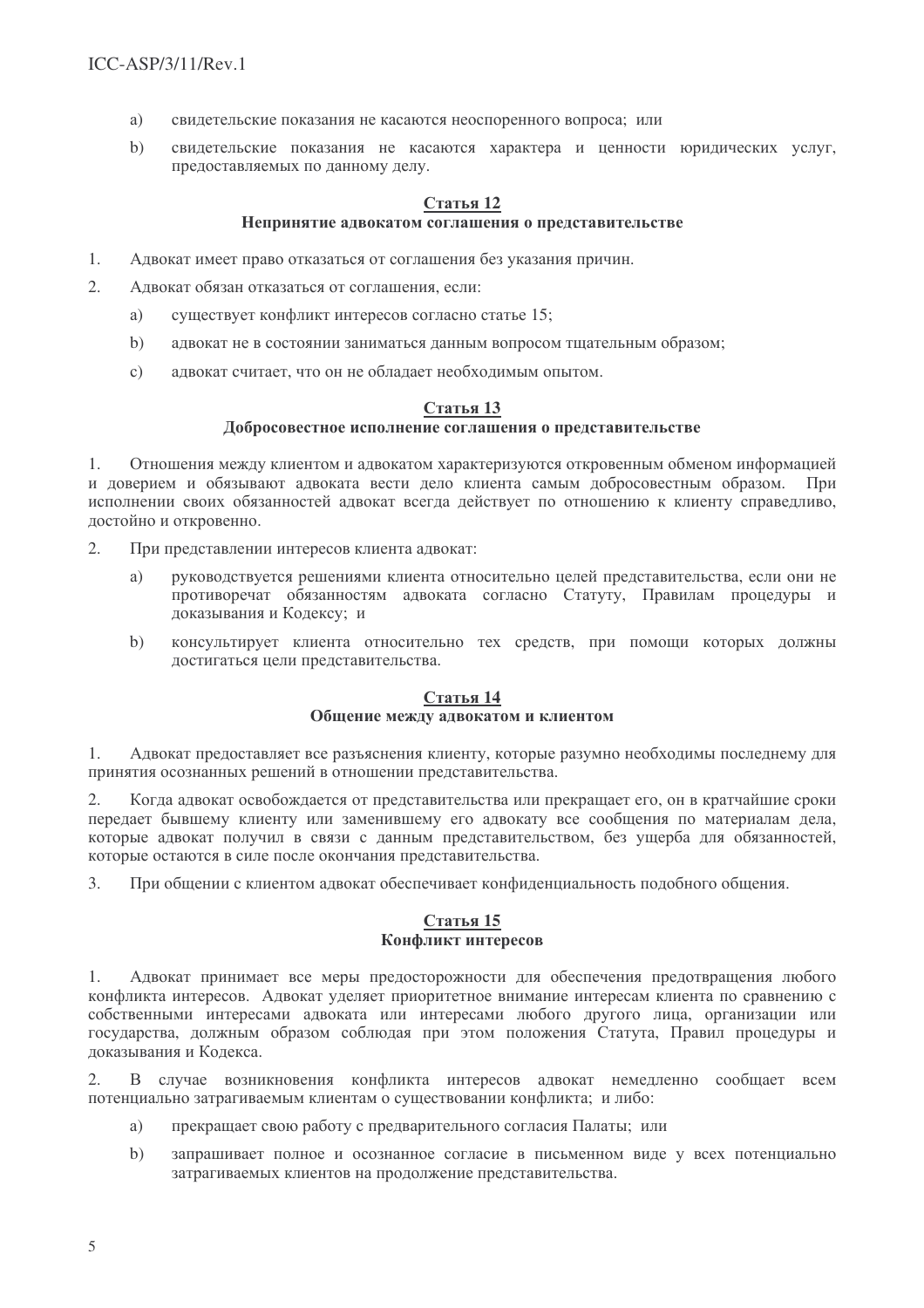a) свидетельские показания не касаются неоспоренного вопроса; или

b) свидетельские показания не касаются характера и ценности юридических услуг, предоставляемых по данному делу.

### Статья 12
### Непринятие адвокатом соглашения о представительстве

1. Адвокат имеет право отказаться от соглашения без указания причин.

2. Адвокат обязан отказаться от соглашения, если:

   a) существует конфликт интересов согласно статье 15;

   b) адвокат не в состоянии заниматься данным вопросом тщательным образом;

   c) адвокат считает, что он не обладает необходимым опытом.

### Статья 13
### Добросовестное исполнение соглашения о представительстве

1. Отношения между клиентом и адвокатом характеризуются откровенным обменом информацией и доверием и обязывают адвоката вести дело клиента самым добросовестным образом. При исполнении своих обязанностей адвокат всегда действует по отношению к клиенту справедливо, достойно и откровенно.

2. При представлении интересов клиента адвокат:

   a) руководствуется решениями клиента относительно целей представительства, если они не противоречат обязанностям адвоката согласно Статуту, Правилам процедуры и доказывания и Кодексу; и

   b) консультирует клиента относительно тех средств, при помощи которых должны достигаться цели представительства.

### Статья 14
### Общение между адвокатом и клиентом

1. Адвокат предоставляет все разъяснения клиенту, которые разумно необходимы последнему для принятия осознанных решений в отношении представительства.

2. Когда адвокат освобождается от представительства или прекращает его, он в кратчайшие сроки передает бывшему клиенту или заменившему его адвокату все сообщения по материалам дела, которые адвокат получил в связи с данным представительством, без ущерба для обязанностей, которые остаются в силе после окончания представительства.

3. При общении с клиентом адвокат обеспечивает конфиденциальность подобного общения.

### Статья 15
### Конфликт интересов

1. Адвокат принимает все меры предосторожности для обеспечения предотвращения любого конфликта интересов. Адвокат уделяет приоритетное внимание интересам клиента по сравнению с собственными интересами адвоката или интересами любого другого лица, организации или государства, должным образом соблюдая при этом положения Статута, Правил процедуры и доказывания и Кодекса.

2. В случае возникновения конфликта интересов адвокат немедленно сообщает всем потенциально затрагиваемым клиентам о существовании конфликта; и либо:

   a) прекращает свою работу с предварительного согласия Палаты; или

   b) запрашивает полное и осознанное согласие в письменном виде у всех потенциально затрагиваемых клиентов на продолжение представительства.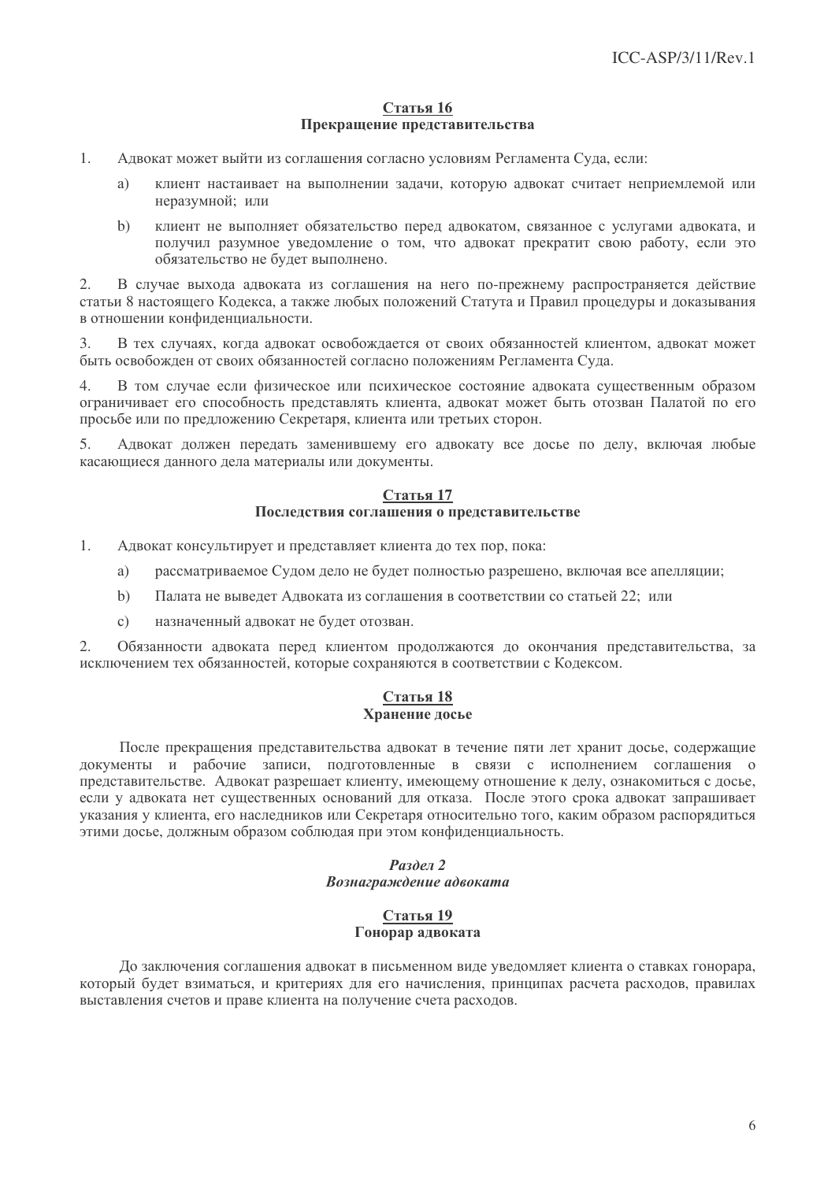### Статья 16
### Прекращение представительства

1. Адвокат может выйти из соглашения согласно условиям Регламента Суда, если:

   a) клиент настаивает на выполнении задачи, которую адвокат считает неприемлемой или неразумной; или

   b) клиент не выполняет обязательство перед адвокатом, связанное с услугами адвоката, и получил разумное уведомление о том, что адвокат прекратит свою работу, если это обязательство не будет выполнено.

2. В случае выхода адвоката из соглашения на него по-прежнему распространяется действие статьи 8 настоящего Кодекса, а также любых положений Статута и Правил процедуры и доказывания в отношении конфиденциальности.

3. В тех случаях, когда адвокат освобождается от своих обязанностей клиентом, адвокат может быть освобожден от своих обязанностей согласно положениям Регламента Суда.

4. В том случае если физическое или психическое состояние адвоката существенным образом ограничивает его способность представлять клиента, адвокат может быть отозван Палатой по его просьбе или по предложению Секретаря, клиента или третьих сторон.

5. Адвокат должен передать заменившему его адвокату все досье по делу, включая любые касающиеся данного дела материалы или документы.

### Статья 17
### Последствия соглашения о представительстве

1. Адвокат консультирует и представляет клиента до тех пор, пока:

   a) рассматриваемое Судом дело не будет полностью разрешено, включая все апелляции;

   b) Палата не выведет Адвоката из соглашения в соответствии со статьей 22; или

   c) назначенный адвокат не будет отозван.

2. Обязанности адвоката перед клиентом продолжаются до окончания представительства, за исключением тех обязанностей, которые сохраняются в соответствии с Кодексом.

### Статья 18
### Хранение досье

После прекращения представительства адвокат в течение пяти лет хранит досье, содержащие документы и рабочие записи, подготовленные в связи с исполнением соглашения о представительстве. Адвокат разрешает клиенту, имеющему отношение к делу, ознакомиться с досье, если у адвоката нет существенных оснований для отказа. После этого срока адвокат запрашивает указания у клиента, его наследников или Секретаря относительно того, каким образом распорядиться этими досье, должным образом соблюдая при этом конфиденциальность.

## *Раздел 2*
## *Вознаграждение адвоката*

### Статья 19
### Гонорар адвоката

До заключения соглашения адвокат в письменном виде уведомляет клиента о ставках гонорара, который будет взиматься, и критериях для его начисления, принципах расчета расходов, правилах выставления счетов и праве клиента на получение счета расходов.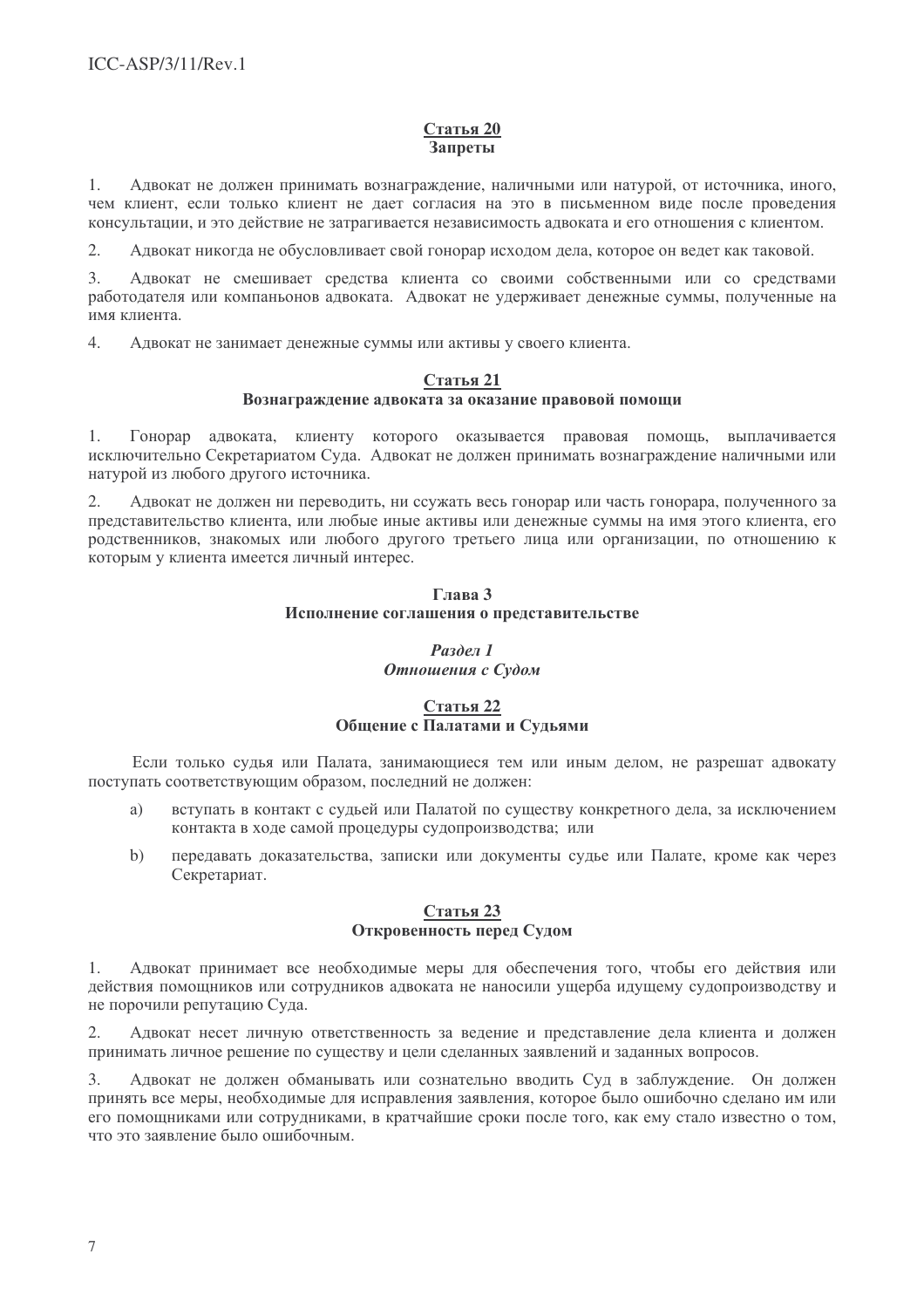## Статья 20
## Запреты

1. Адвокат не должен принимать вознаграждение, наличными или натурой, от источника, иного, чем клиент, если только клиент не дает согласия на это в письменном виде после проведения консультации, и это действие не затрагивается независимость адвоката и его отношения с клиентом.

2. Адвокат никогда не обусловливает свой гонорар исходом дела, которое он ведет как таковой.

3. Адвокат не смешивает средства клиента со своими собственными или со средствами работодателя или компаньонов адвоката. Адвокат не удерживает денежные суммы, полученные на имя клиента.

4. Адвокат не занимает денежные суммы или активы у своего клиента.

## Статья 21
## Вознаграждение адвоката за оказание правовой помощи

1. Гонорар адвоката, клиенту которого оказывается правовая помощь, выплачивается исключительно Секретариатом Суда. Адвокат не должен принимать вознаграждение наличными или натурой из любого другого источника.

2. Адвокат не должен ни переводить, ни ссужать весь гонорар или часть гонорара, полученного за представительство клиента, или любые иные активы или денежные суммы на имя этого клиента, его родственников, знакомых или любого другого третьего лица или организации, по отношению к которым у клиента имеется личный интерес.

# Глава 3
# Исполнение соглашения о представительстве

### *Раздел 1*
### *Отношения с Судом*

## Статья 22
## Общение с Палатами и Судьями

Если только судья или Палата, занимающиеся тем или иным делом, не разрешат адвокату поступать соответствующим образом, последний не должен:

a) вступать в контакт с судьей или Палатой по существу конкретного дела, за исключением контакта в ходе самой процедуры судопроизводства; или

b) передавать доказательства, записки или документы судье или Палате, кроме как через Секретариат.

## Статья 23
## Откровенность перед Судом

1. Адвокат принимает все необходимые меры для обеспечения того, чтобы его действия или действия помощников или сотрудников адвоката не наносили ущерба идущему судопроизводству и не порочили репутацию Суда.

2. Адвокат несет личную ответственность за ведение и представление дела клиента и должен принимать личное решение по существу и цели сделанных заявлений и заданных вопросов.

3. Адвокат не должен обманывать или сознательно вводить Суд в заблуждение. Он должен принять все меры, необходимые для исправления заявления, которое было ошибочно сделано им или его помощниками или сотрудниками, в кратчайшие сроки после того, как ему стало известно о том, что это заявление было ошибочным.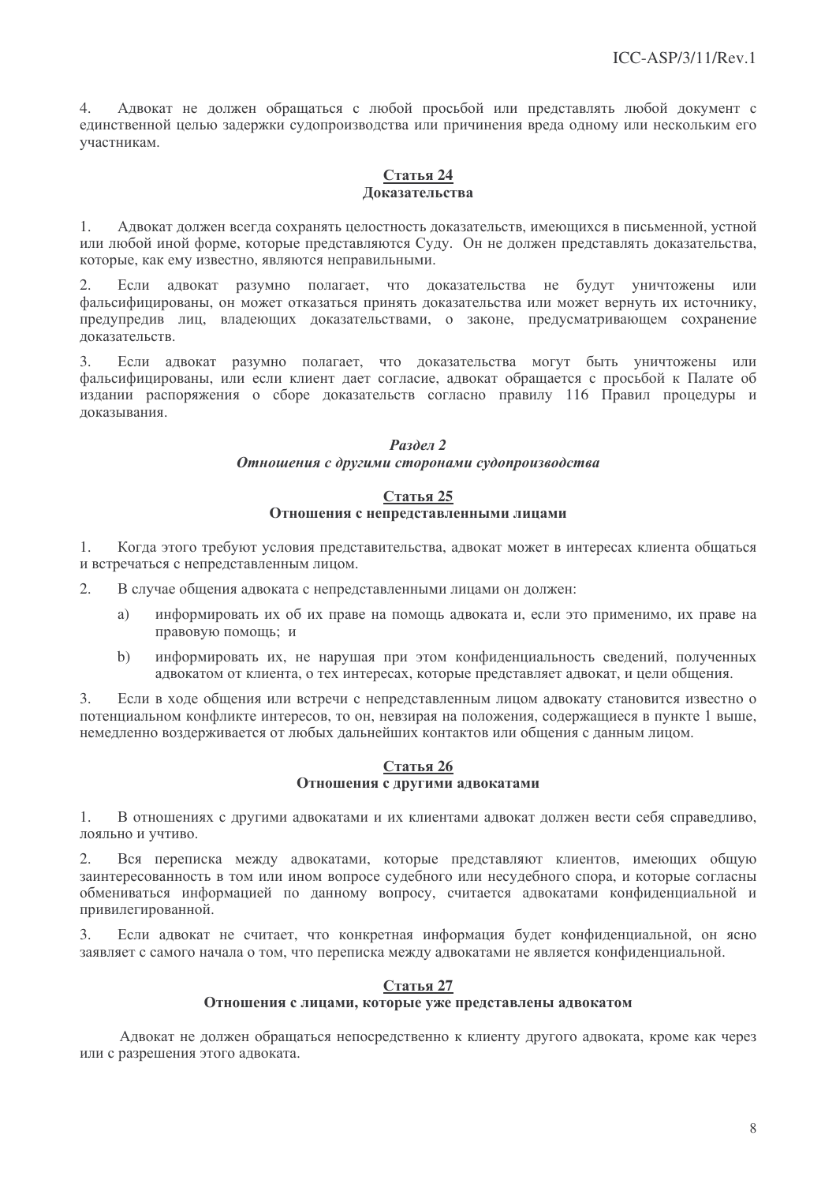4. Адвокат не должен обращаться с любой просьбой или представлять любой документ с единственной целью задержки судопроизводства или причинения вреда одному или нескольким его участникам.

### Статья 24
### Доказательства

1. Адвокат должен всегда сохранять целостность доказательств, имеющихся в письменной, устной или любой иной форме, которые представляются Суду. Он не должен представлять доказательства, которые, как ему известно, являются неправильными.

2. Если адвокат разумно полагает, что доказательства не будут уничтожены или фальсифицированы, он может отказаться принять доказательства или может вернуть их источнику, предупредив лиц, владеющих доказательствами, о законе, предусматривающем сохранение доказательств.

3. Если адвокат разумно полагает, что доказательства могут быть уничтожены или фальсифицированы, или если клиент дает согласие, адвокат обращается с просьбой к Палате об издании распоряжения о сборе доказательств согласно правилу 116 Правил процедуры и доказывания.

## *Раздел 2*
## *Отношения с другими сторонами судопроизводства*

### Статья 25
### Отношения с непредставленными лицами

1. Когда этого требуют условия представительства, адвокат может в интересах клиента общаться и встречаться с непредставленным лицом.

2. В случае общения адвоката с непредставленными лицами он должен:

   a) информировать их об их праве на помощь адвоката и, если это применимо, их праве на правовую помощь; и

   b) информировать их, не нарушая при этом конфиденциальность сведений, полученных адвокатом от клиента, о тех интересах, которые представляет адвокат, и цели общения.

3. Если в ходе общения или встречи с непредставленным лицом адвокату становится известно о потенциальном конфликте интересов, то он, невзирая на положения, содержащиеся в пункте 1 выше, немедленно воздерживается от любых дальнейших контактов или общения с данным лицом.

### Статья 26
### Отношения с другими адвокатами

1. В отношениях с другими адвокатами и их клиентами адвокат должен вести себя справедливо, лояльно и учтиво.

2. Вся переписка между адвокатами, которые представляют клиентов, имеющих общую заинтересованность в том или ином вопросе судебного или несудебного спора, и которые согласны обмениваться информацией по данному вопросу, считается адвокатами конфиденциальной и привилегированной.

3. Если адвокат не считает, что конкретная информация будет конфиденциальной, он ясно заявляет с самого начала о том, что переписка между адвокатами не является конфиденциальной.

### Статья 27
### Отношения с лицами, которые уже представлены адвокатом

Адвокат не должен обращаться непосредственно к клиенту другого адвоката, кроме как через или с разрешения этого адвоката.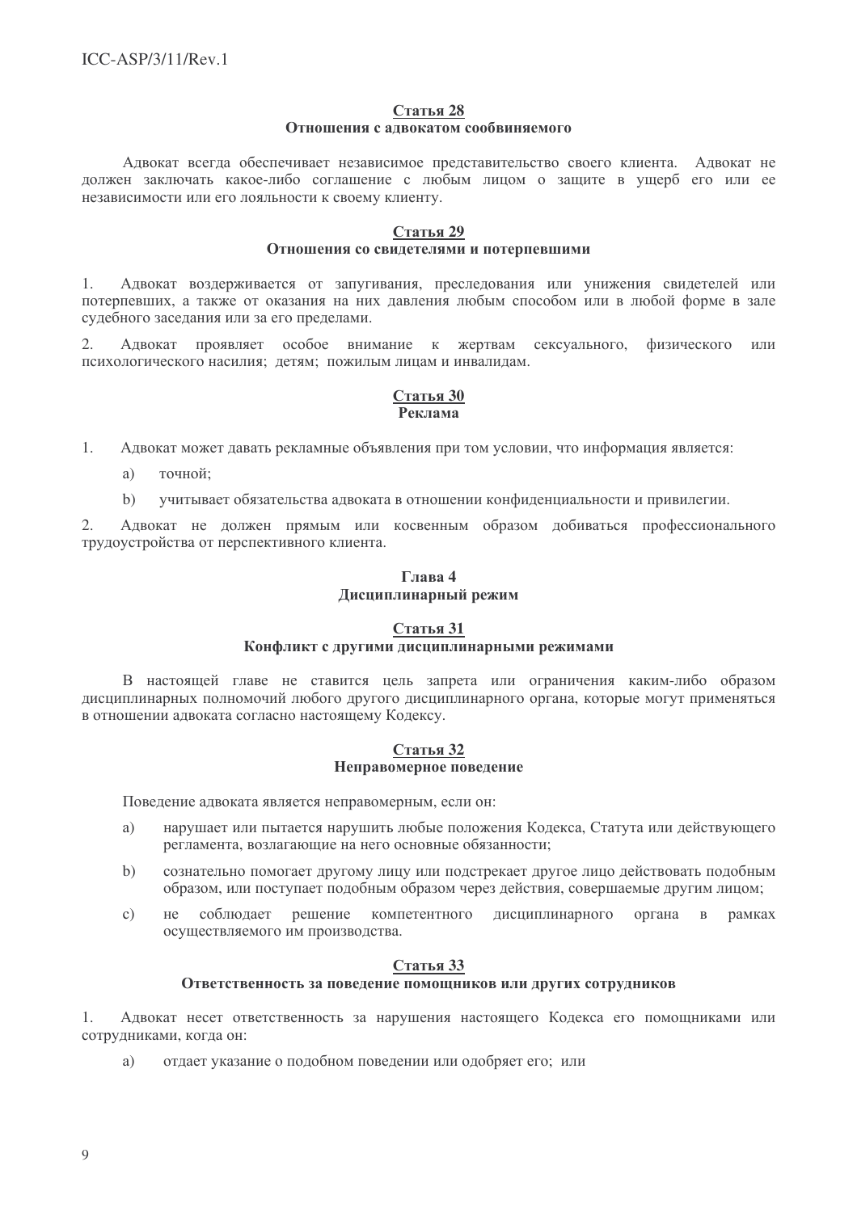### Статья 28
**Отношения с адвокатом сообвиняемого**

Адвокат всегда обеспечивает независимое представительство своего клиента. Адвокат не должен заключать какое-либо соглашение с любым лицом о защите в ущерб его или ее независимости или его лояльности к своему клиенту.

### Статья 29
**Отношения со свидетелями и потерпевшими**

1. Адвокат воздерживается от запугивания, преследования или унижения свидетелей или потерпевших, а также от оказания на них давления любым способом или в любой форме в зале судебного заседания или за его пределами.

2. Адвокат проявляет особое внимание к жертвам сексуального, физического или психологического насилия; детям; пожилым лицам и инвалидам.

### Статья 30
**Реклама**

1. Адвокат может давать рекламные объявления при том условии, что информация является:

   a) точной;

   b) учитывает обязательства адвоката в отношении конфиденциальности и привилегии.

2. Адвокат не должен прямым или косвенным образом добиваться профессионального трудоустройства от перспективного клиента.

## Глава 4
## Дисциплинарный режим

### Статья 31
**Конфликт с другими дисциплинарными режимами**

В настоящей главе не ставится цель запрета или ограничения каким-либо образом дисциплинарных полномочий любого другого дисциплинарного органа, которые могут применяться в отношении адвоката согласно настоящему Кодексу.

### Статья 32
**Неправомерное поведение**

Поведение адвоката является неправомерным, если он:

a) нарушает или пытается нарушить любые положения Кодекса, Статута или действующего регламента, возлагающие на него основные обязанности;

b) сознательно помогает другому лицу или подстрекает другое лицо действовать подобным образом, или поступает подобным образом через действия, совершаемые другим лицом;

c) не соблюдает решение компетентного дисциплинарного органа в рамках осуществляемого им производства.

### Статья 33
**Ответственность за поведение помощников или других сотрудников**

1. Адвокат несет ответственность за нарушения настоящего Кодекса его помощниками или сотрудниками, когда он:

   a) отдает указание о подобном поведении или одобряет его; или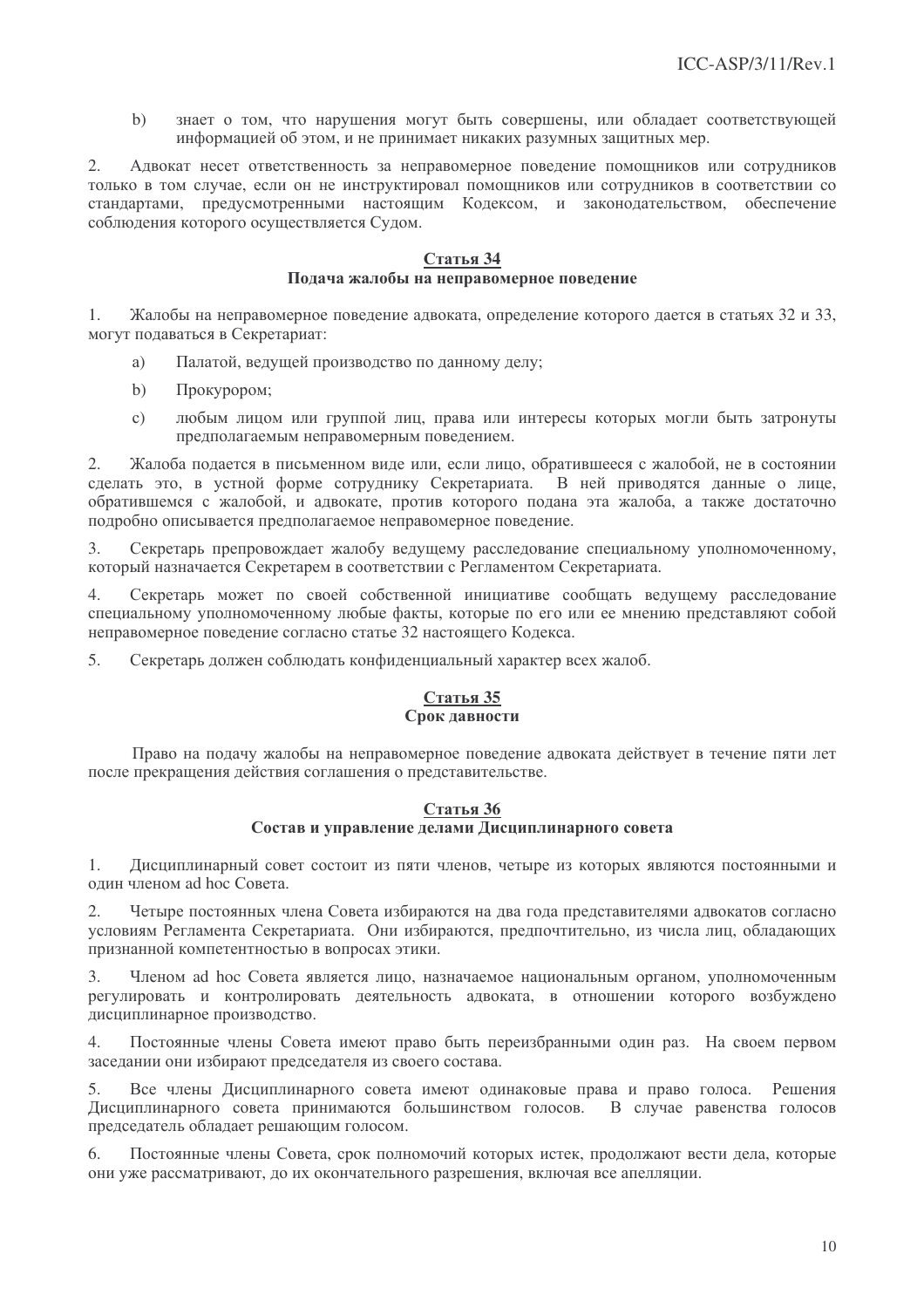b) знает о том, что нарушения могут быть совершены, или обладает соответствующей информацией об этом, и не принимает никаких разумных защитных мер.

2. Адвокат несет ответственность за неправомерное поведение помощников или сотрудников только в том случае, если он не инструктировал помощников или сотрудников в соответствии со стандартами, предусмотренными настоящим Кодексом, и законодательством, обеспечение соблюдения которого осуществляется Судом.

### Статья 34
### Подача жалобы на неправомерное поведение

1. Жалобы на неправомерное поведение адвоката, определение которого дается в статьях 32 и 33, могут подаваться в Секретариат:

   a) Палатой, ведущей производство по данному делу;

   b) Прокурором;

   c) любым лицом или группой лиц, права или интересы которых могли быть затронуты предполагаемым неправомерным поведением.

2. Жалоба подается в письменном виде или, если лицо, обратившееся с жалобой, не в состоянии сделать это, в устной форме сотруднику Секретариата. В ней приводятся данные о лице, обратившемся с жалобой, и адвокате, против которого подана эта жалоба, а также достаточно подробно описывается предполагаемое неправомерное поведение.

3. Секретарь препровождает жалобу ведущему расследование специальному уполномоченному, который назначается Секретарем в соответствии с Регламентом Секретариата.

4. Секретарь может по своей собственной инициативе сообщать ведущему расследование специальному уполномоченному любые факты, которые по его или ее мнению представляют собой неправомерное поведение согласно статье 32 настоящего Кодекса.

5. Секретарь должен соблюдать конфиденциальный характер всех жалоб.

### Статья 35
### Срок давности

Право на подачу жалобы на неправомерное поведение адвоката действует в течение пяти лет после прекращения действия соглашения о представительстве.

### Статья 36
### Состав и управление делами Дисциплинарного совета

1. Дисциплинарный совет состоит из пяти членов, четыре из которых являются постоянными и один членом ad hoc Совета.

2. Четыре постоянных члена Совета избираются на два года представителями адвокатов согласно условиям Регламента Секретариата. Они избираются, предпочтительно, из числа лиц, обладающих признанной компетентностью в вопросах этики.

3. Членом ad hoc Совета является лицо, назначаемое национальным органом, уполномоченным регулировать и контролировать деятельность адвоката, в отношении которого возбуждено дисциплинарное производство.

4. Постоянные члены Совета имеют право быть переизбранными один раз. На своем первом заседании они избирают председателя из своего состава.

5. Все члены Дисциплинарного совета имеют одинаковые права и право голоса. Решения Дисциплинарного совета принимаются большинством голосов. В случае равенства голосов председатель обладает решающим голосом.

6. Постоянные члены Совета, срок полномочий которых истек, продолжают вести дела, которые они уже рассматривают, до их окончательного разрешения, включая все апелляции.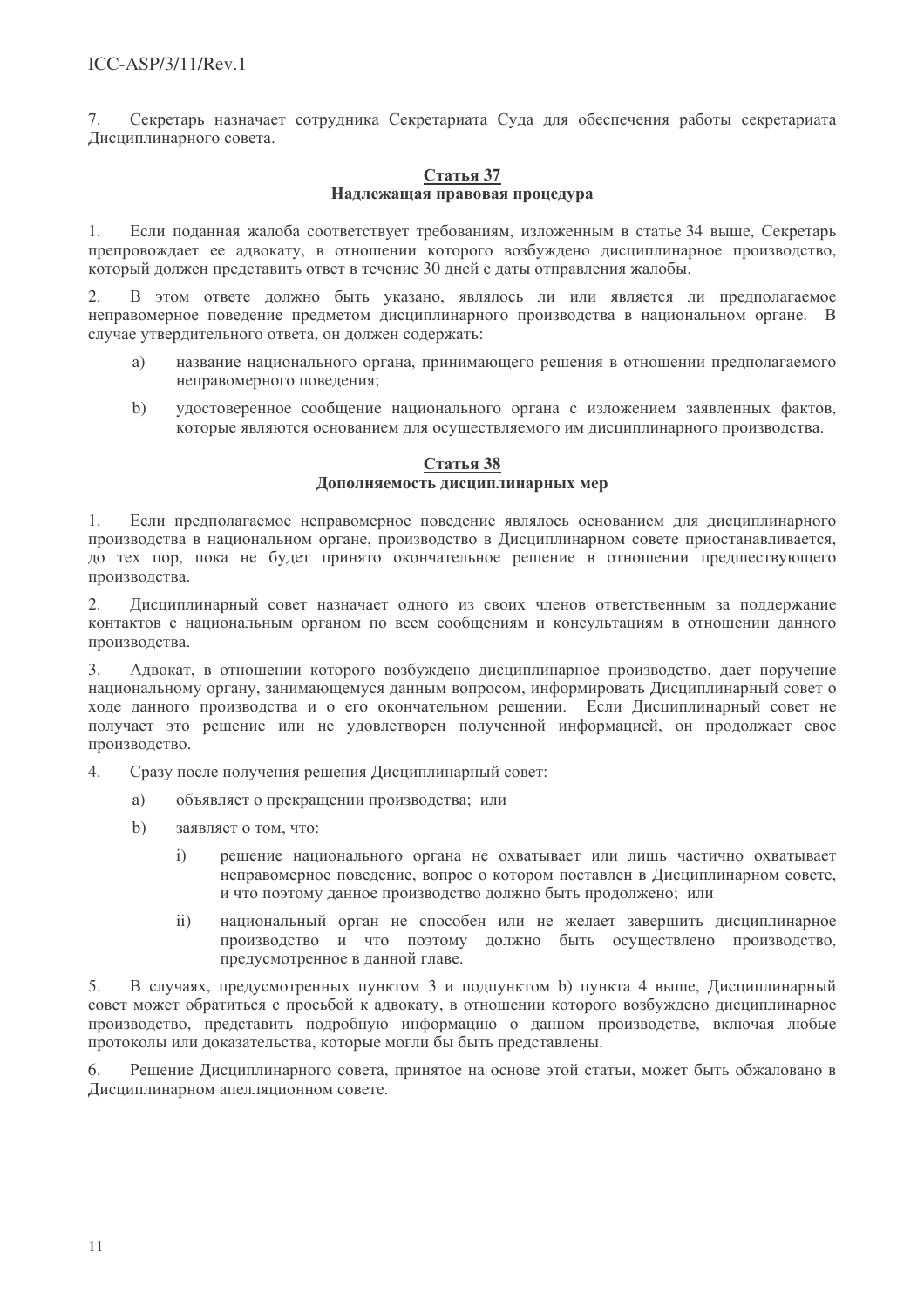7. Секретарь назначает сотрудника Секретариата Суда для обеспечения работы секретариата Дисциплинарного совета.

## Статья 37
### Надлежащая правовая процедура

1. Если поданная жалоба соответствует требованиям, изложенным в статье 34 выше, Секретарь препровождает ее адвокату, в отношении которого возбуждено дисциплинарное производство, который должен представить ответ в течение 30 дней с даты отправления жалобы.

2. В этом ответе должно быть указано, являлось ли или является ли предполагаемое неправомерное поведение предметом дисциплинарного производства в национальном органе. В случае утвердительного ответа, он должен содержать:

a) название национального органа, принимающего решения в отношении предполагаемого неправомерного поведения;

b) удостоверенное сообщение национального органа с изложением заявленных фактов, которые являются основанием для осуществляемого им дисциплинарного производства.

## Статья 38
### Дополняемость дисциплинарных мер

1. Если предполагаемое неправомерное поведение являлось основанием для дисциплинарного производства в национальном органе, производство в Дисциплинарном совете приостанавливается, до тех пор, пока не будет принято окончательное решение в отношении предшествующего производства.

2. Дисциплинарный совет назначает одного из своих членов ответственным за поддержание контактов с национальным органом по всем сообщениям и консультациям в отношении данного производства.

3. Адвокат, в отношении которого возбуждено дисциплинарное производство, дает поручение национальному органу, занимающемуся данным вопросом, информировать Дисциплинарный совет о ходе данного производства и о его окончательном решении. Если Дисциплинарный совет не получает это решение или не удовлетворен полученной информацией, он продолжает свое производство.

4. Сразу после получения решения Дисциплинарный совет:

a) объявляет о прекращении производства; или

b) заявляет о том, что:

i) решение национального органа не охватывает или лишь частично охватывает неправомерное поведение, вопрос о котором поставлен в Дисциплинарном совете, и что поэтому данное производство должно быть продолжено; или

ii) национальный орган не способен или не желает завершить дисциплинарное производство и что поэтому должно быть осуществлено производство, предусмотренное в данной главе.

5. В случаях, предусмотренных пунктом 3 и подпунктом b) пункта 4 выше, Дисциплинарный совет может обратиться с просьбой к адвокату, в отношении которого возбуждено дисциплинарное производство, представить подробную информацию о данном производстве, включая любые протоколы или доказательства, которые могли бы быть представлены.

6. Решение Дисциплинарного совета, принятое на основе этой статьи, может быть обжаловано в Дисциплинарном апелляционном совете.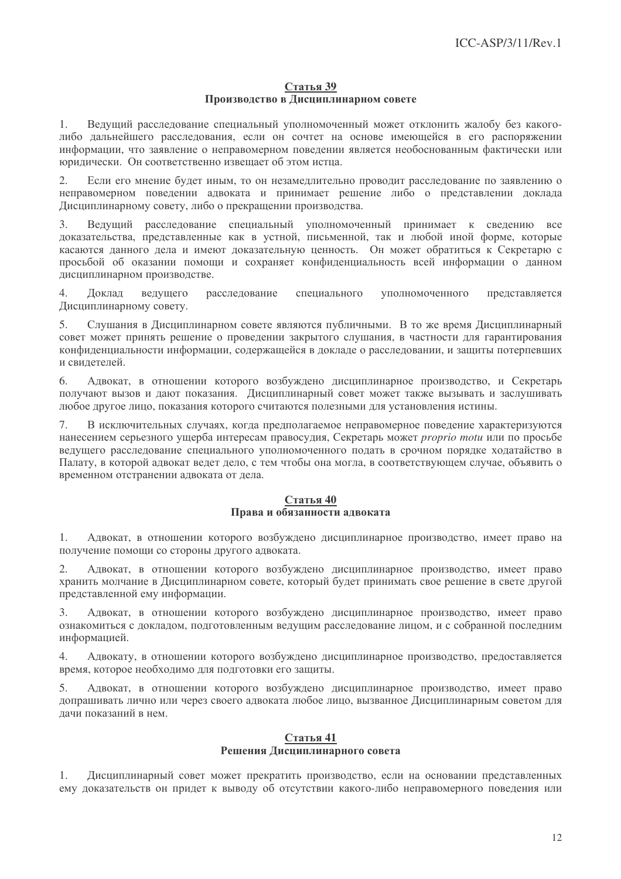## Статья 39
### Производство в Дисциплинарном совете

1. Ведущий расследование специальный уполномоченный может отклонить жалобу без какого-либо дальнейшего расследования, если он сочтет на основе имеющейся в его распоряжении информации, что заявление о неправомерном поведении является необоснованным фактически или юридически. Он соответственно извещает об этом истца.

2. Если его мнение будет иным, то он незамедлительно проводит расследование по заявлению о неправомерном поведении адвоката и принимает решение либо о представлении доклада Дисциплинарному совету, либо о прекращении производства.

3. Ведущий расследование специальный уполномоченный принимает к сведению все доказательства, представленные как в устной, письменной, так и любой иной форме, которые касаются данного дела и имеют доказательную ценность. Он может обратиться к Секретарю с просьбой об оказании помощи и сохраняет конфиденциальность всей информации о данном дисциплинарном производстве.

4. Доклад ведущего расследование специального уполномоченного представляется Дисциплинарному совету.

5. Слушания в Дисциплинарном совете являются публичными. В то же время Дисциплинарный совет может принять решение о проведении закрытого слушания, в частности для гарантирования конфиденциальности информации, содержащейся в докладе о расследовании, и защиты потерпевших и свидетелей.

6. Адвокат, в отношении которого возбуждено дисциплинарное производство, и Секретарь получают вызов и дают показания. Дисциплинарный совет может также вызывать и заслушивать любое другое лицо, показания которого считаются полезными для установления истины.

7. В исключительных случаях, когда предполагаемое неправомерное поведение характеризуются нанесением серьезного ущерба интересам правосудия, Секретарь может *proprio motu* или по просьбе ведущего расследование специального уполномоченного подать в срочном порядке ходатайство в Палату, в которой адвокат ведет дело, с тем чтобы она могла, в соответствующем случае, объявить о временном отстранении адвоката от дела.

## Статья 40
### Права и обязанности адвоката

1. Адвокат, в отношении которого возбуждено дисциплинарное производство, имеет право на получение помощи со стороны другого адвоката.

2. Адвокат, в отношении которого возбуждено дисциплинарное производство, имеет право хранить молчание в Дисциплинарном совете, который будет принимать свое решение в свете другой представленной ему информации.

3. Адвокат, в отношении которого возбуждено дисциплинарное производство, имеет право ознакомиться с докладом, подготовленным ведущим расследование лицом, и с собранной последним информацией.

4. Адвокату, в отношении которого возбуждено дисциплинарное производство, предоставляется время, которое необходимо для подготовки его защиты.

5. Адвокат, в отношении которого возбуждено дисциплинарное производство, имеет право допрашивать лично или через своего адвоката любое лицо, вызванное Дисциплинарным советом для дачи показаний в нем.

## Статья 41
### Решения Дисциплинарного совета

1. Дисциплинарный совет может прекратить производство, если на основании представленных ему доказательств он придет к выводу об отсутствии какого-либо неправомерного поведения или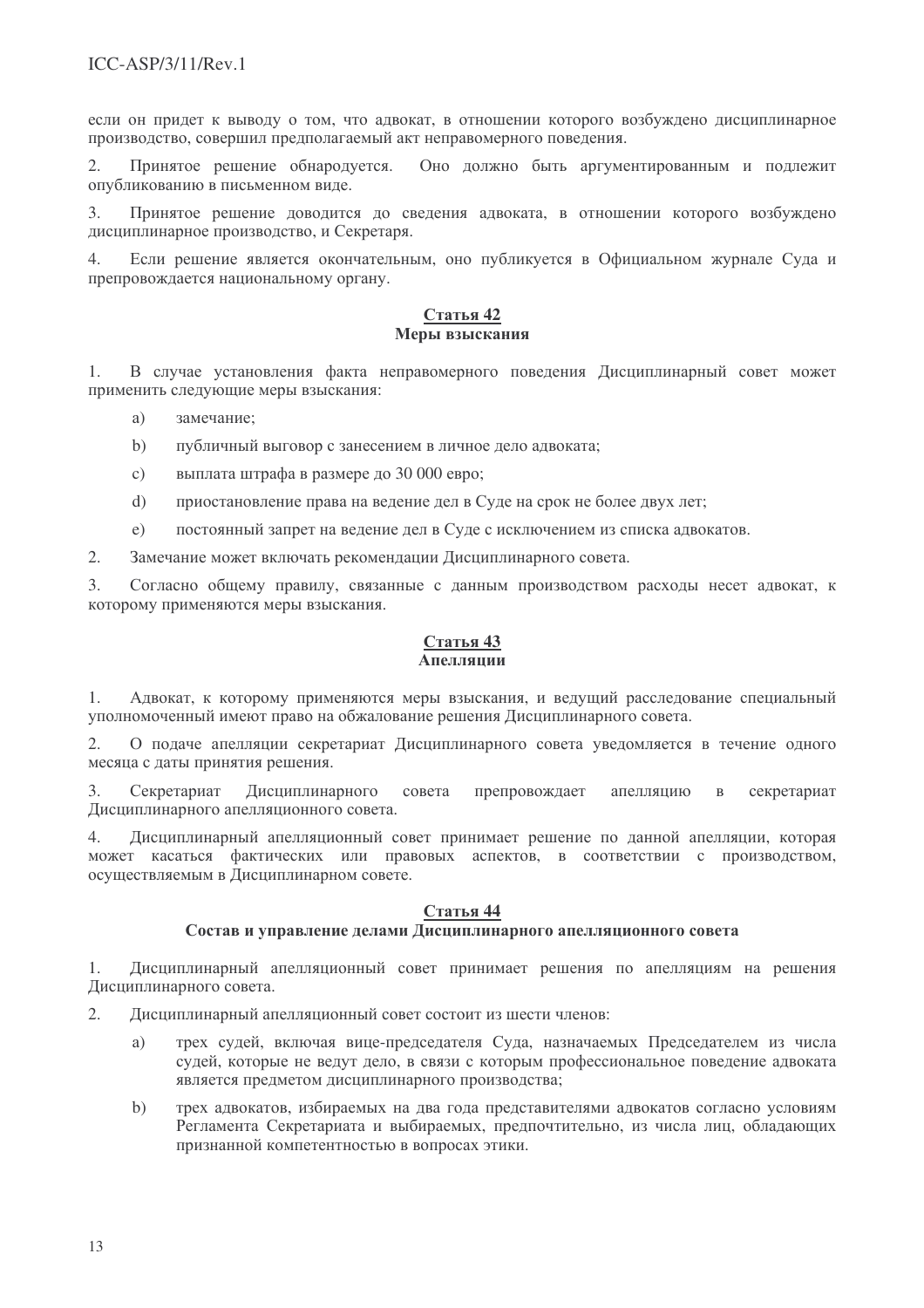если он придет к выводу о том, что адвокат, в отношении которого возбуждено дисциплинарное производство, совершил предполагаемый акт неправомерного поведения.

2. Принятое решение обнародуется. Оно должно быть аргументированным и подлежит опубликованию в письменном виде.

3. Принятое решение доводится до сведения адвоката, в отношении которого возбуждено дисциплинарное производство, и Секретаря.

4. Если решение является окончательным, оно публикуется в Официальном журнале Суда и препровождается национальному органу.

## Статья 42
## Меры взыскания

1. В случае установления факта неправомерного поведения Дисциплинарный совет может применить следующие меры взыскания:

 a) замечание;

 b) публичный выговор с занесением в личное дело адвоката;

 c) выплата штрафа в размере до 30 000 евро;

 d) приостановление права на ведение дел в Суде на срок не более двух лет;

 e) постоянный запрет на ведение дел в Суде с исключением из списка адвокатов.

2. Замечание может включать рекомендации Дисциплинарного совета.

3. Согласно общему правилу, связанные с данным производством расходы несет адвокат, к которому применяются меры взыскания.

## Статья 43
## Апелляции

1. Адвокат, к которому применяются меры взыскания, и ведущий расследование специальный уполномоченный имеют право на обжалование решения Дисциплинарного совета.

2. О подаче апелляции секретариат Дисциплинарного совета уведомляется в течение одного месяца с даты принятия решения.

3. Секретариат Дисциплинарного совета препровождает апелляцию в секретариат Дисциплинарного апелляционного совета.

4. Дисциплинарный апелляционный совет принимает решение по данной апелляции, которая может касаться фактических или правовых аспектов, в соответствии с производством, осуществляемым в Дисциплинарном совете.

## Статья 44
## Состав и управление делами Дисциплинарного апелляционного совета

1. Дисциплинарный апелляционный совет принимает решения по апелляциям на решения Дисциплинарного совета.

2. Дисциплинарный апелляционный совет состоит из шести членов:

 a) трех судей, включая вице-председателя Суда, назначаемых Председателем из числа судей, которые не ведут дело, в связи с которым профессиональное поведение адвоката является предметом дисциплинарного производства;

 b) трех адвокатов, избираемых на два года представителями адвокатов согласно условиям Регламента Секретариата и выбираемых, предпочтительно, из числа лиц, обладающих признанной компетентностью в вопросах этики.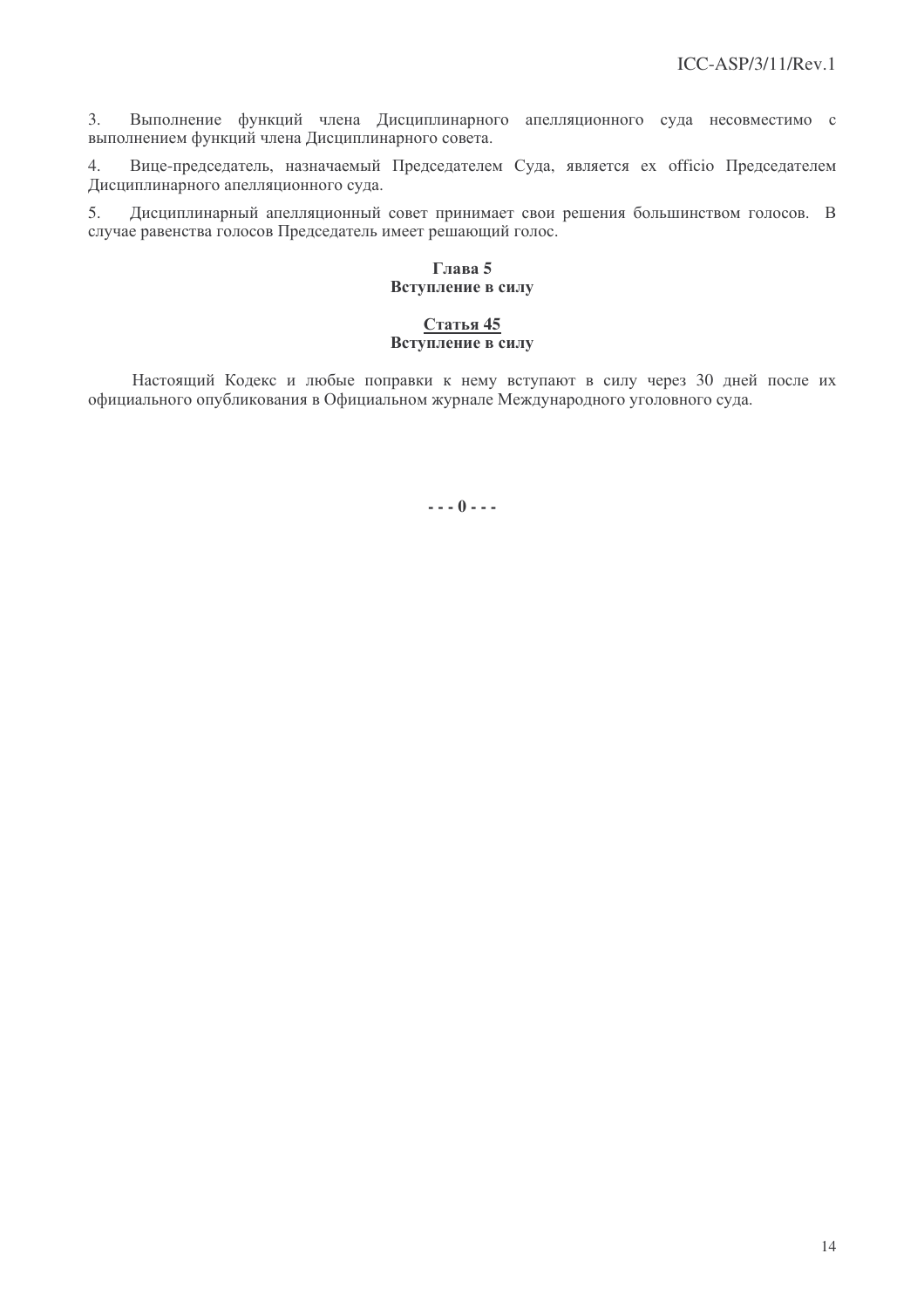3. Выполнение функций члена Дисциплинарного апелляционного суда несовместимо с выполнением функций члена Дисциплинарного совета.

4. Вице-председатель, назначаемый Председателем Суда, является ex officio Председателем Дисциплинарного апелляционного суда.

5. Дисциплинарный апелляционный совет принимает свои решения большинством голосов. В случае равенства голосов Председатель имеет решающий голос.

## Глава 5
## Вступление в силу

### Статья 45
### Вступление в силу

Настоящий Кодекс и любые поправки к нему вступают в силу через 30 дней после их официального опубликования в Официальном журнале Международного уголовного суда.

- - - 0 - - -